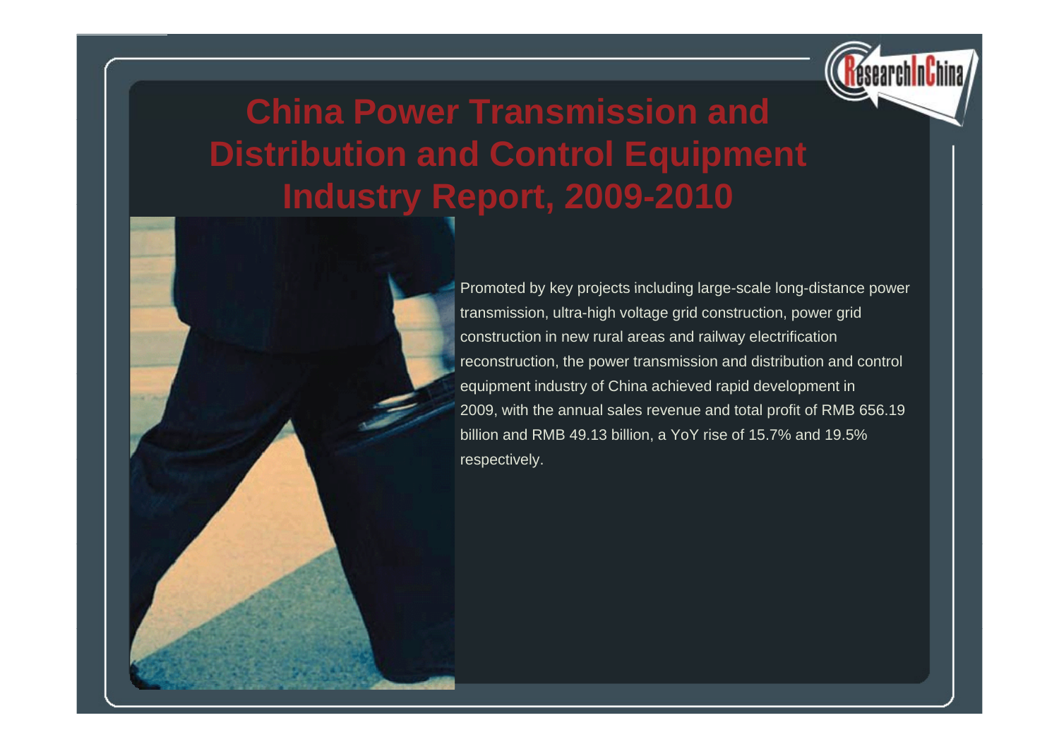# China Power Transmission and Distribution and Control Equipment Industry Report, 2009-2010

Promoted by key projects including large-scale long-distance power transmission, ultra-high voltage grid construction, power grid construction in new rural areas and railway electrification reconstruction, the power transmission and distribution and control equipment industry of China achieved rapid development in 2009, with the annual sales revenue and total profit of RMB 656.19 billion and RMB 49.13 billion, a YoY rise of 15.7% and 19.5% respectively.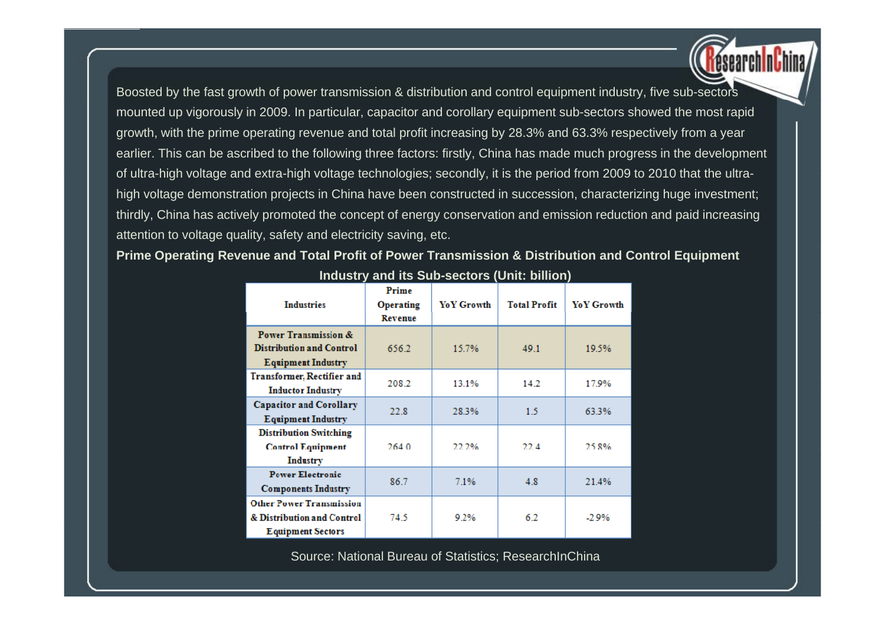Boosted by the fast growth of power transmission & distribution and control equipment industry, five sub-sectors mounted up vigorously in 2009. In particular, capacitor and corollary equipment sub-sectors showed the most rapid growth, with the prime operating revenue and total profit increasing by 28.3% and 63.3% respectively from a year earlier. This can be ascribed to the following three factors: firstly, China has made much progress in the development of ultra-high voltage and extra-high voltage technologies; secondly, it is the period from 2009 to 2010 that the ultra-high voltage demonstration projects in China have been constructed in succession, characterizing huge investment; thirdly, China has actively promoted the concept of energy conservation and emission reduction and paid increasing attention to voltage quality, safety and electricity saving, etc.

**Prime Operating Revenue and Total Profit of Power Transmission & Distribution and Control Equipment Industry and its Sub-sectors (Unit: billion)**

| Industries | Prime Operating Revenue | YoY Growth | Total Profit | YoY Growth |
|---|---|---|---|---|
| Power Transmission & Distribution and Control Equipment Industry | 656.2 | 15.7% | 49.1 | 19.5% |
| Transformer, Rectifier and Inductor Industry | 208.2 | 13.1% | 14.2 | 17.9% |
| Capacitor and Corollary Equipment Industry | 22.8 | 28.3% | 1.5 | 63.3% |
| Distribution Switching Control Equipment Industry | 264.0 | 22.2% | 22.4 | 25.8% |
| Power Electronic Components Industry | 86.7 | 7.1% | 4.8 | 21.4% |
| Other Power Transmission & Distribution and Control Equipment Sectors | 74.5 | 9.2% | 6.2 | -2.9% |

Source: National Bureau of Statistics; ResearchInChina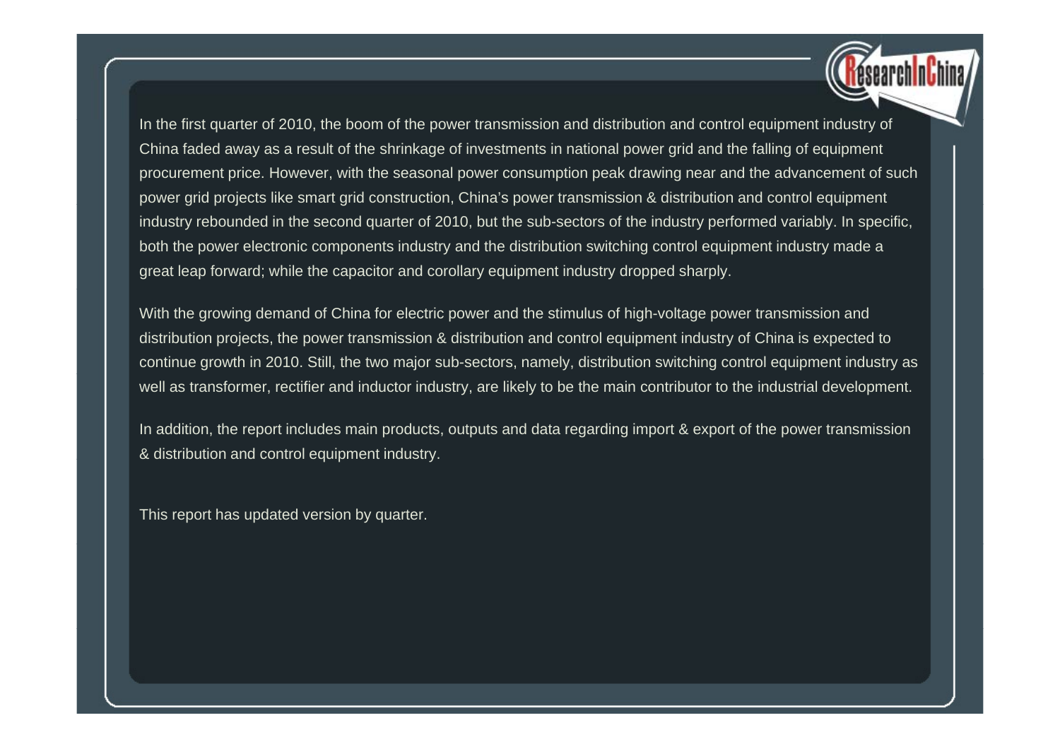In the first quarter of 2010, the boom of the power transmission and distribution and control equipment industry of China faded away as a result of the shrinkage of investments in national power grid and the falling of equipment procurement price. However, with the seasonal power consumption peak drawing near and the advancement of such power grid projects like smart grid construction, China's power transmission & distribution and control equipment industry rebounded in the second quarter of 2010, but the sub-sectors of the industry performed variably. In specific, both the power electronic components industry and the distribution switching control equipment industry made a great leap forward; while the capacitor and corollary equipment industry dropped sharply.

With the growing demand of China for electric power and the stimulus of high-voltage power transmission and distribution projects, the power transmission & distribution and control equipment industry of China is expected to continue growth in 2010. Still, the two major sub-sectors, namely, distribution switching control equipment industry as well as transformer, rectifier and inductor industry, are likely to be the main contributor to the industrial development.

In addition, the report includes main products, outputs and data regarding import & export of the power transmission & distribution and control equipment industry.

This report has updated version by quarter.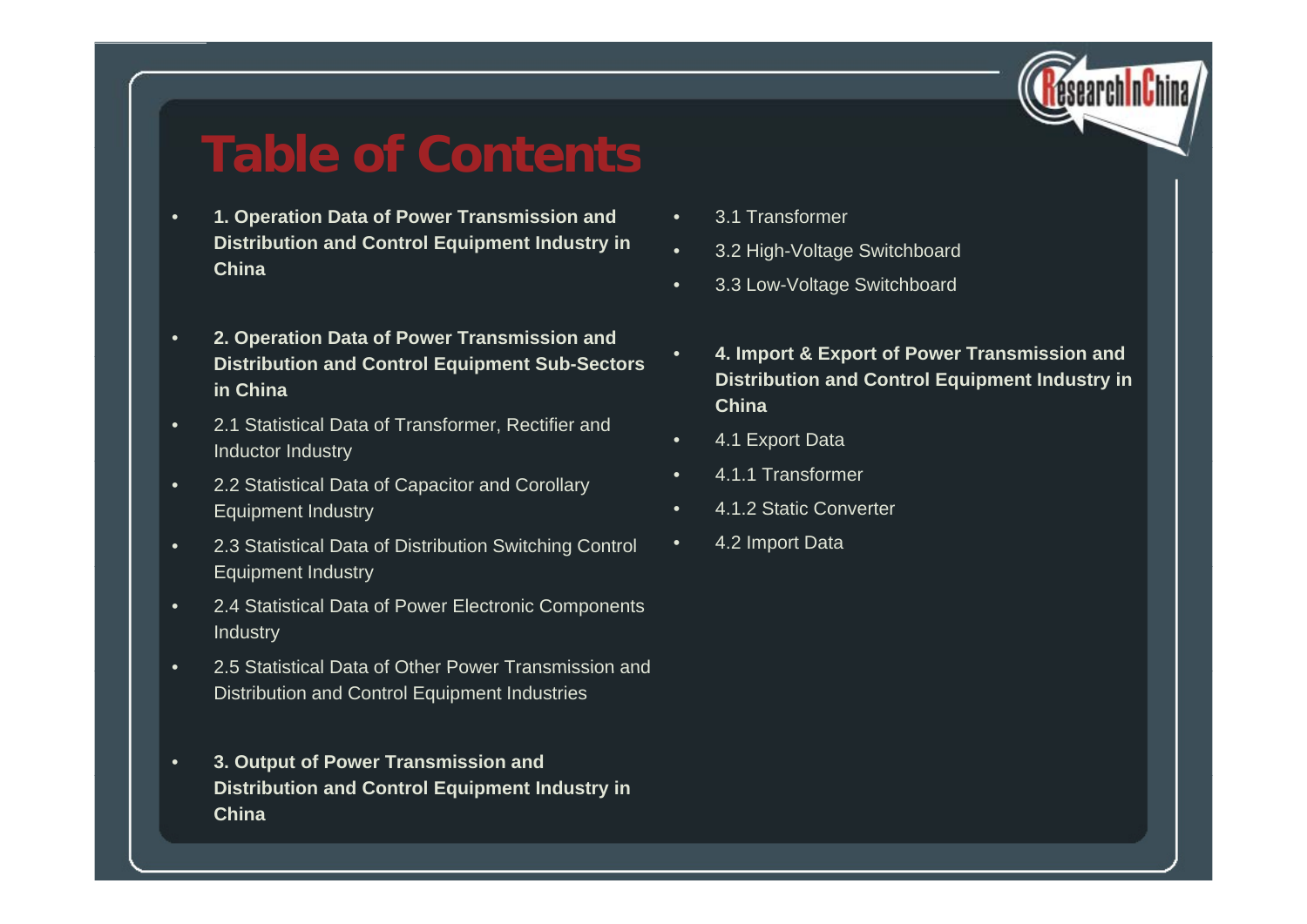# Table of Contents

- **1. Operation Data of Power Transmission and Distribution and Control Equipment Industry in China**

- **2. Operation Data of Power Transmission and Distribution and Control Equipment Sub-Sectors in China**
- 2.1 Statistical Data of Transformer, Rectifier and Inductor Industry
- 2.2 Statistical Data of Capacitor and Corollary Equipment Industry
- 2.3 Statistical Data of Distribution Switching Control Equipment Industry
- 2.4 Statistical Data of Power Electronic Components Industry
- 2.5 Statistical Data of Other Power Transmission and Distribution and Control Equipment Industries

- **3. Output of Power Transmission and Distribution and Control Equipment Industry in China**
- 3.1 Transformer
- 3.2 High-Voltage Switchboard
- 3.3 Low-Voltage Switchboard

- **4. Import & Export of Power Transmission and Distribution and Control Equipment Industry in China**
- 4.1 Export Data
- 4.1.1 Transformer
- 4.1.2 Static Converter
- 4.2 Import Data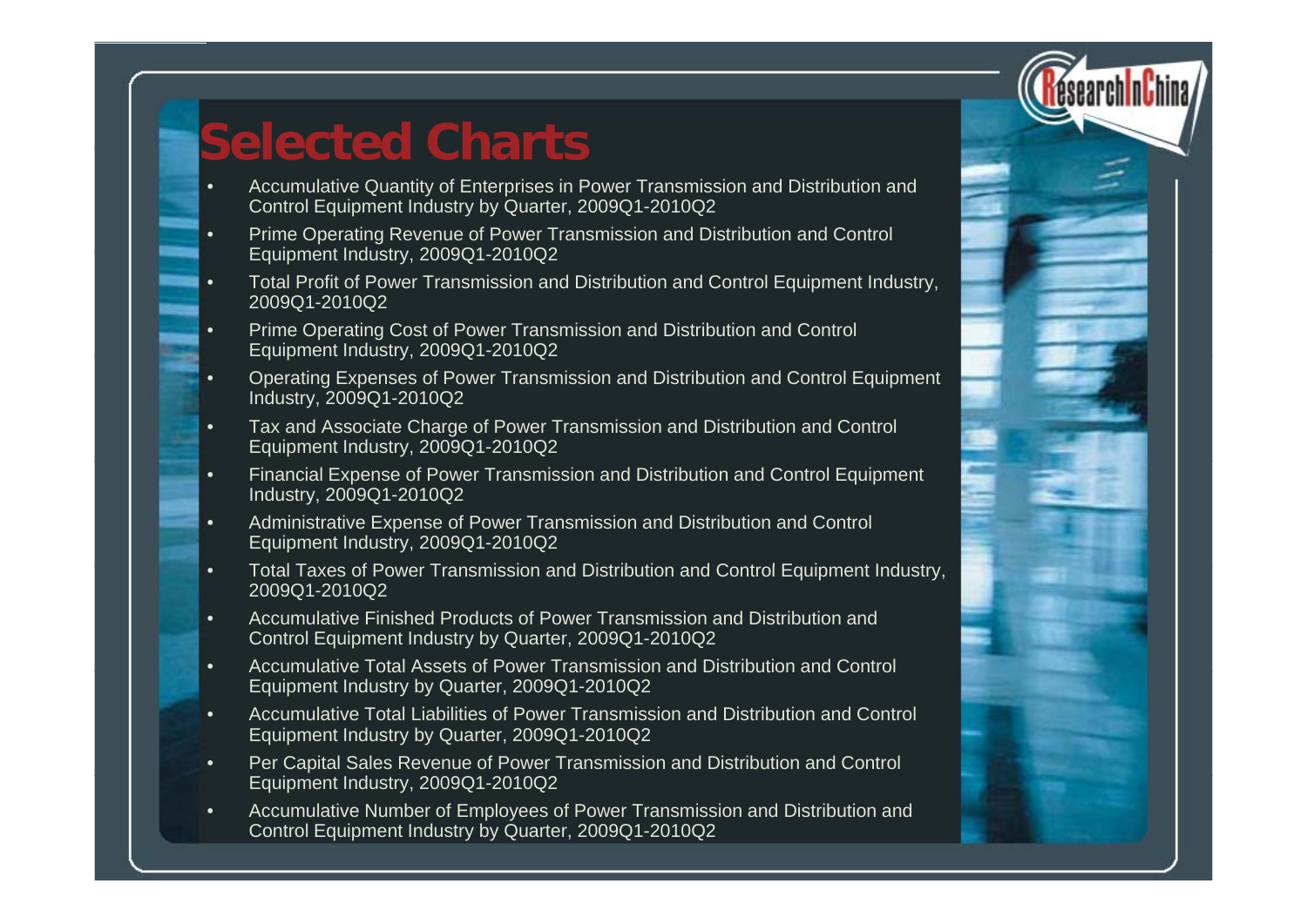# Selected Charts

- Accumulative Quantity of Enterprises in Power Transmission and Distribution and Control Equipment Industry by Quarter, 2009Q1-2010Q2
- Prime Operating Revenue of Power Transmission and Distribution and Control Equipment Industry, 2009Q1-2010Q2
- Total Profit of Power Transmission and Distribution and Control Equipment Industry, 2009Q1-2010Q2
- Prime Operating Cost of Power Transmission and Distribution and Control Equipment Industry, 2009Q1-2010Q2
- Operating Expenses of Power Transmission and Distribution and Control Equipment Industry, 2009Q1-2010Q2
- Tax and Associate Charge of Power Transmission and Distribution and Control Equipment Industry, 2009Q1-2010Q2
- Financial Expense of Power Transmission and Distribution and Control Equipment Industry, 2009Q1-2010Q2
- Administrative Expense of Power Transmission and Distribution and Control Equipment Industry, 2009Q1-2010Q2
- Total Taxes of Power Transmission and Distribution and Control Equipment Industry, 2009Q1-2010Q2
- Accumulative Finished Products of Power Transmission and Distribution and Control Equipment Industry by Quarter, 2009Q1-2010Q2
- Accumulative Total Assets of Power Transmission and Distribution and Control Equipment Industry by Quarter, 2009Q1-2010Q2
- Accumulative Total Liabilities of Power Transmission and Distribution and Control Equipment Industry by Quarter, 2009Q1-2010Q2
- Per Capital Sales Revenue of Power Transmission and Distribution and Control Equipment Industry, 2009Q1-2010Q2
- Accumulative Number of Employees of Power Transmission and Distribution and Control Equipment Industry by Quarter, 2009Q1-2010Q2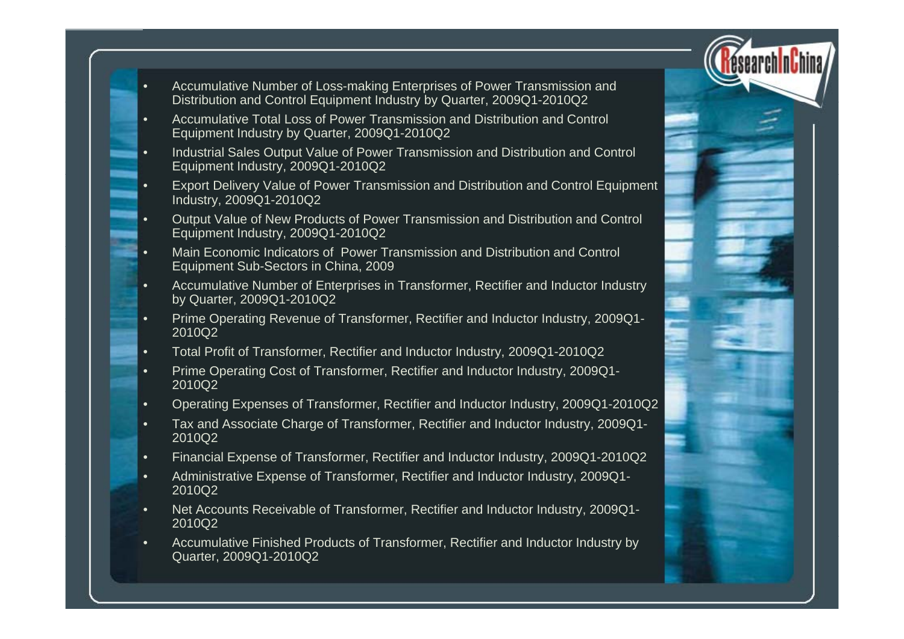- Accumulative Number of Loss-making Enterprises of Power Transmission and Distribution and Control Equipment Industry by Quarter, 2009Q1-2010Q2
- Accumulative Total Loss of Power Transmission and Distribution and Control Equipment Industry by Quarter, 2009Q1-2010Q2
- Industrial Sales Output Value of Power Transmission and Distribution and Control Equipment Industry, 2009Q1-2010Q2
- Export Delivery Value of Power Transmission and Distribution and Control Equipment Industry, 2009Q1-2010Q2
- Output Value of New Products of Power Transmission and Distribution and Control Equipment Industry, 2009Q1-2010Q2
- Main Economic Indicators of Power Transmission and Distribution and Control Equipment Sub-Sectors in China, 2009
- Accumulative Number of Enterprises in Transformer, Rectifier and Inductor Industry by Quarter, 2009Q1-2010Q2
- Prime Operating Revenue of Transformer, Rectifier and Inductor Industry, 2009Q1-2010Q2
- Total Profit of Transformer, Rectifier and Inductor Industry, 2009Q1-2010Q2
- Prime Operating Cost of Transformer, Rectifier and Inductor Industry, 2009Q1-2010Q2
- Operating Expenses of Transformer, Rectifier and Inductor Industry, 2009Q1-2010Q2
- Tax and Associate Charge of Transformer, Rectifier and Inductor Industry, 2009Q1-2010Q2
- Financial Expense of Transformer, Rectifier and Inductor Industry, 2009Q1-2010Q2
- Administrative Expense of Transformer, Rectifier and Inductor Industry, 2009Q1-2010Q2
- Net Accounts Receivable of Transformer, Rectifier and Inductor Industry, 2009Q1-2010Q2
- Accumulative Finished Products of Transformer, Rectifier and Inductor Industry by Quarter, 2009Q1-2010Q2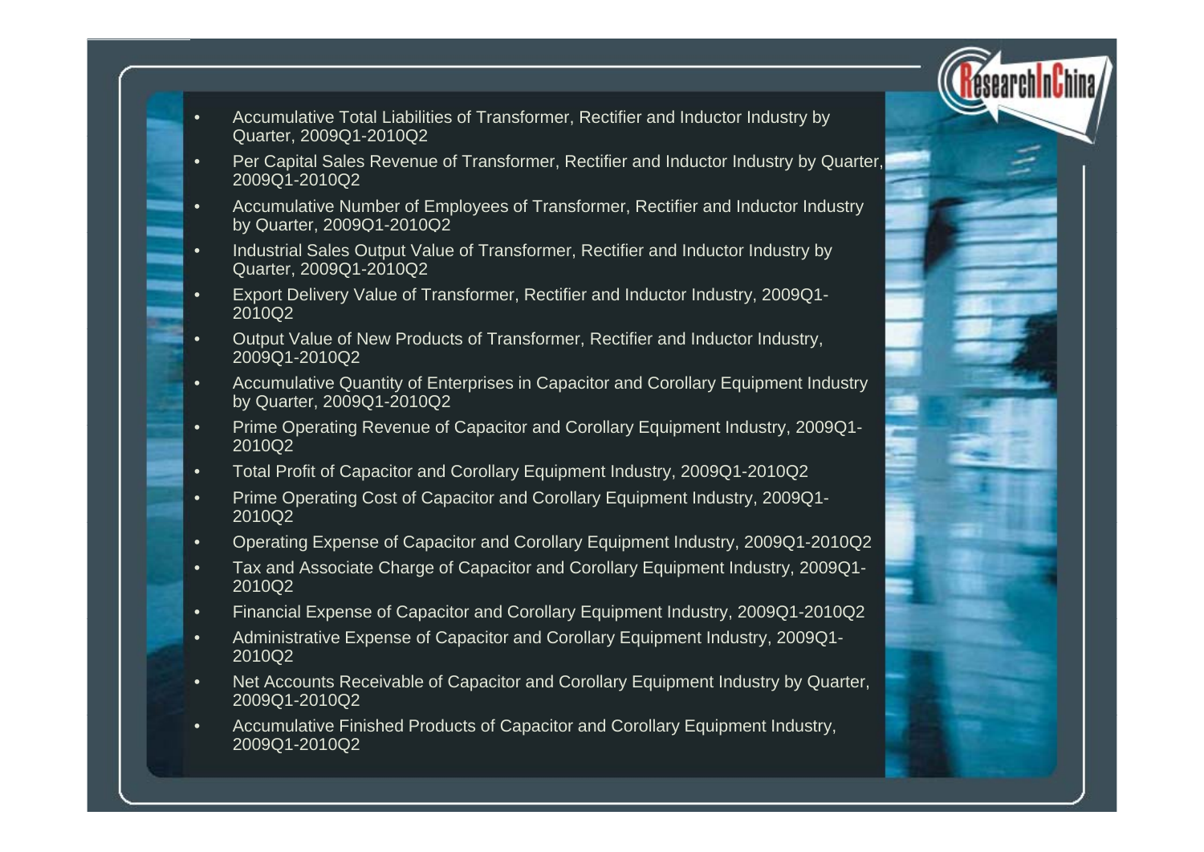- Accumulative Total Liabilities of Transformer, Rectifier and Inductor Industry by Quarter, 2009Q1-2010Q2
- Per Capital Sales Revenue of Transformer, Rectifier and Inductor Industry by Quarter, 2009Q1-2010Q2
- Accumulative Number of Employees of Transformer, Rectifier and Inductor Industry by Quarter, 2009Q1-2010Q2
- Industrial Sales Output Value of Transformer, Rectifier and Inductor Industry by Quarter, 2009Q1-2010Q2
- Export Delivery Value of Transformer, Rectifier and Inductor Industry, 2009Q1-2010Q2
- Output Value of New Products of Transformer, Rectifier and Inductor Industry, 2009Q1-2010Q2
- Accumulative Quantity of Enterprises in Capacitor and Corollary Equipment Industry by Quarter, 2009Q1-2010Q2
- Prime Operating Revenue of Capacitor and Corollary Equipment Industry, 2009Q1-2010Q2
- Total Profit of Capacitor and Corollary Equipment Industry, 2009Q1-2010Q2
- Prime Operating Cost of Capacitor and Corollary Equipment Industry, 2009Q1-2010Q2
- Operating Expense of Capacitor and Corollary Equipment Industry, 2009Q1-2010Q2
- Tax and Associate Charge of Capacitor and Corollary Equipment Industry, 2009Q1-2010Q2
- Financial Expense of Capacitor and Corollary Equipment Industry, 2009Q1-2010Q2
- Administrative Expense of Capacitor and Corollary Equipment Industry, 2009Q1-2010Q2
- Net Accounts Receivable of Capacitor and Corollary Equipment Industry by Quarter, 2009Q1-2010Q2
- Accumulative Finished Products of Capacitor and Corollary Equipment Industry, 2009Q1-2010Q2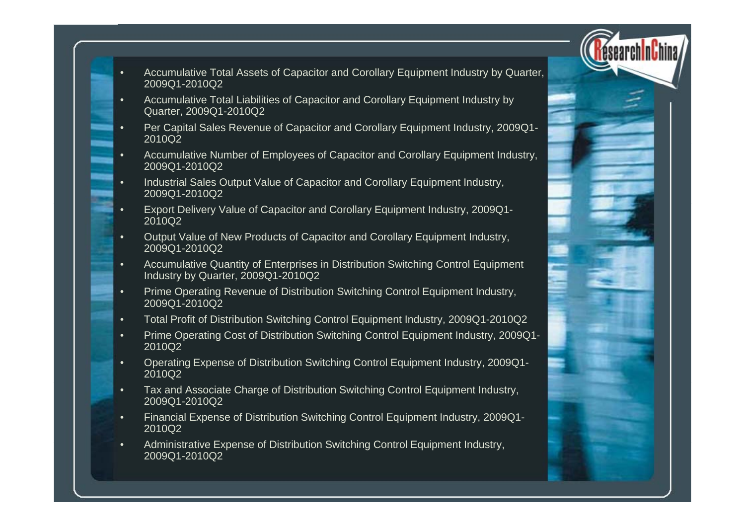- Accumulative Total Assets of Capacitor and Corollary Equipment Industry by Quarter, 2009Q1-2010Q2
- Accumulative Total Liabilities of Capacitor and Corollary Equipment Industry by Quarter, 2009Q1-2010Q2
- Per Capital Sales Revenue of Capacitor and Corollary Equipment Industry, 2009Q1-2010Q2
- Accumulative Number of Employees of Capacitor and Corollary Equipment Industry, 2009Q1-2010Q2
- Industrial Sales Output Value of Capacitor and Corollary Equipment Industry, 2009Q1-2010Q2
- Export Delivery Value of Capacitor and Corollary Equipment Industry, 2009Q1-2010Q2
- Output Value of New Products of Capacitor and Corollary Equipment Industry, 2009Q1-2010Q2
- Accumulative Quantity of Enterprises in Distribution Switching Control Equipment Industry by Quarter, 2009Q1-2010Q2
- Prime Operating Revenue of Distribution Switching Control Equipment Industry, 2009Q1-2010Q2
- Total Profit of Distribution Switching Control Equipment Industry, 2009Q1-2010Q2
- Prime Operating Cost of Distribution Switching Control Equipment Industry, 2009Q1-2010Q2
- Operating Expense of Distribution Switching Control Equipment Industry, 2009Q1-2010Q2
- Tax and Associate Charge of Distribution Switching Control Equipment Industry, 2009Q1-2010Q2
- Financial Expense of Distribution Switching Control Equipment Industry, 2009Q1-2010Q2
- Administrative Expense of Distribution Switching Control Equipment Industry, 2009Q1-2010Q2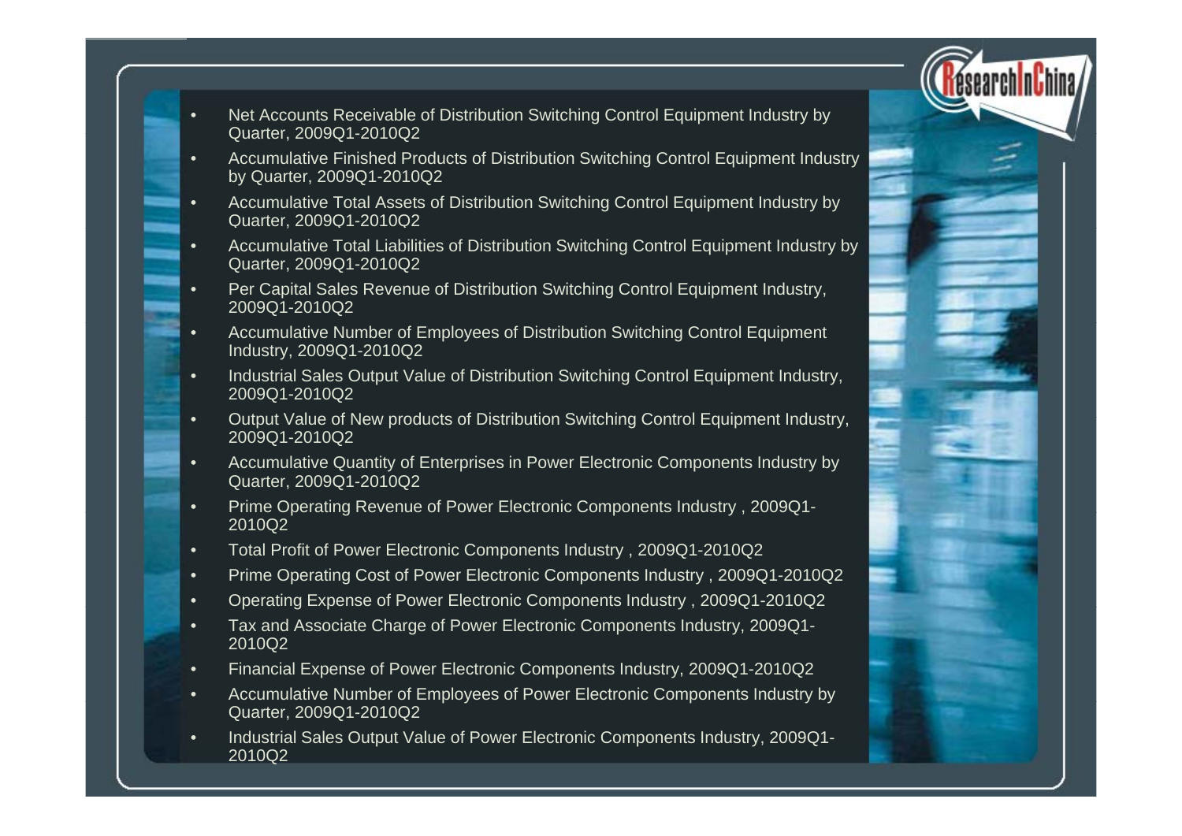- Net Accounts Receivable of Distribution Switching Control Equipment Industry by Quarter, 2009Q1-2010Q2
- Accumulative Finished Products of Distribution Switching Control Equipment Industry by Quarter, 2009Q1-2010Q2
- Accumulative Total Assets of Distribution Switching Control Equipment Industry by Quarter, 2009Q1-2010Q2
- Accumulative Total Liabilities of Distribution Switching Control Equipment Industry by Quarter, 2009Q1-2010Q2
- Per Capital Sales Revenue of Distribution Switching Control Equipment Industry, 2009Q1-2010Q2
- Accumulative Number of Employees of Distribution Switching Control Equipment Industry, 2009Q1-2010Q2
- Industrial Sales Output Value of Distribution Switching Control Equipment Industry, 2009Q1-2010Q2
- Output Value of New products of Distribution Switching Control Equipment Industry, 2009Q1-2010Q2
- Accumulative Quantity of Enterprises in Power Electronic Components Industry by Quarter, 2009Q1-2010Q2
- Prime Operating Revenue of Power Electronic Components Industry , 2009Q1-2010Q2
- Total Profit of Power Electronic Components Industry , 2009Q1-2010Q2
- Prime Operating Cost of Power Electronic Components Industry , 2009Q1-2010Q2
- Operating Expense of Power Electronic Components Industry , 2009Q1-2010Q2
- Tax and Associate Charge of Power Electronic Components Industry, 2009Q1-2010Q2
- Financial Expense of Power Electronic Components Industry, 2009Q1-2010Q2
- Accumulative Number of Employees of Power Electronic Components Industry by Quarter, 2009Q1-2010Q2
- Industrial Sales Output Value of Power Electronic Components Industry, 2009Q1-2010Q2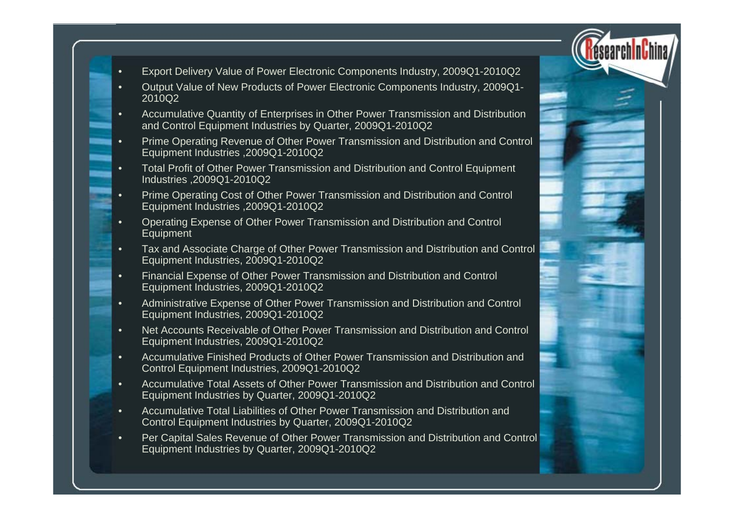- Export Delivery Value of Power Electronic Components Industry, 2009Q1-2010Q2
- Output Value of New Products of Power Electronic Components Industry, 2009Q1-2010Q2
- Accumulative Quantity of Enterprises in Other Power Transmission and Distribution and Control Equipment Industries by Quarter, 2009Q1-2010Q2
- Prime Operating Revenue of Other Power Transmission and Distribution and Control Equipment Industries ,2009Q1-2010Q2
- Total Profit of Other Power Transmission and Distribution and Control Equipment Industries ,2009Q1-2010Q2
- Prime Operating Cost of Other Power Transmission and Distribution and Control Equipment Industries ,2009Q1-2010Q2
- Operating Expense of Other Power Transmission and Distribution and Control Equipment
- Tax and Associate Charge of Other Power Transmission and Distribution and Control Equipment Industries, 2009Q1-2010Q2
- Financial Expense of Other Power Transmission and Distribution and Control Equipment Industries, 2009Q1-2010Q2
- Administrative Expense of Other Power Transmission and Distribution and Control Equipment Industries, 2009Q1-2010Q2
- Net Accounts Receivable of Other Power Transmission and Distribution and Control Equipment Industries, 2009Q1-2010Q2
- Accumulative Finished Products of Other Power Transmission and Distribution and Control Equipment Industries, 2009Q1-2010Q2
- Accumulative Total Assets of Other Power Transmission and Distribution and Control Equipment Industries by Quarter, 2009Q1-2010Q2
- Accumulative Total Liabilities of Other Power Transmission and Distribution and Control Equipment Industries by Quarter, 2009Q1-2010Q2
- Per Capital Sales Revenue of Other Power Transmission and Distribution and Control Equipment Industries by Quarter, 2009Q1-2010Q2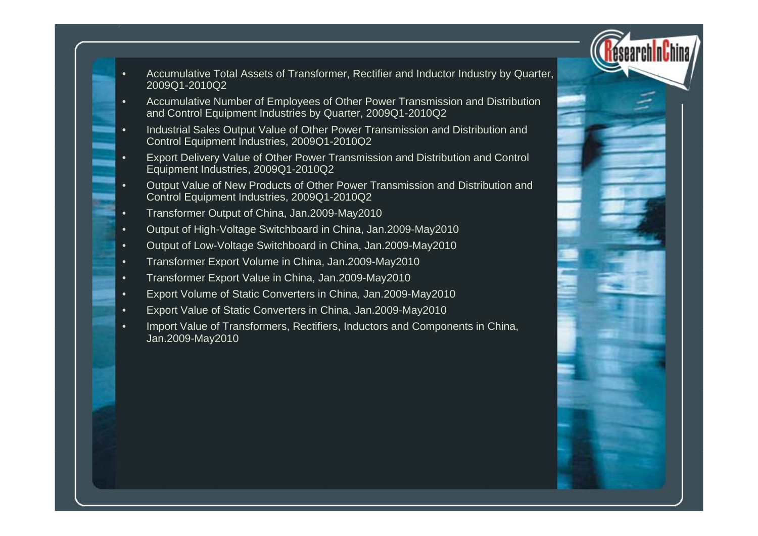- Accumulative Total Assets of Transformer, Rectifier and Inductor Industry by Quarter, 2009Q1-2010Q2
- Accumulative Number of Employees of Other Power Transmission and Distribution and Control Equipment Industries by Quarter, 2009Q1-2010Q2
- Industrial Sales Output Value of Other Power Transmission and Distribution and Control Equipment Industries, 2009Q1-2010Q2
- Export Delivery Value of Other Power Transmission and Distribution and Control Equipment Industries, 2009Q1-2010Q2
- Output Value of New Products of Other Power Transmission and Distribution and Control Equipment Industries, 2009Q1-2010Q2
- Transformer Output of China, Jan.2009-May2010
- Output of High-Voltage Switchboard in China, Jan.2009-May2010
- Output of Low-Voltage Switchboard in China, Jan.2009-May2010
- Transformer Export Volume in China, Jan.2009-May2010
- Transformer Export Value in China, Jan.2009-May2010
- Export Volume of Static Converters in China, Jan.2009-May2010
- Export Value of Static Converters in China, Jan.2009-May2010
- Import Value of Transformers, Rectifiers, Inductors and Components in China, Jan.2009-May2010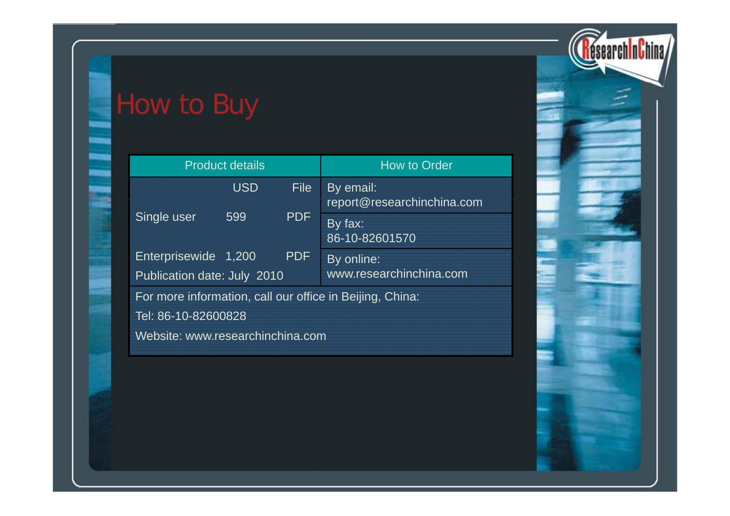# How to Buy

| Product details | | | How to Order |
|---|---|---|---|
| | USD | File | By email: report@researchinchina.com |
| Single user | 599 | PDF | By fax: 86-10-82601570 |
| Enterprisewide | 1,200 | PDF | By online: www.researchinchina.com |
| Publication date: July 2010 | | | |

For more information, call our office in Beijing, China:

Tel: 86-10-82600828

Website: www.researchinchina.com